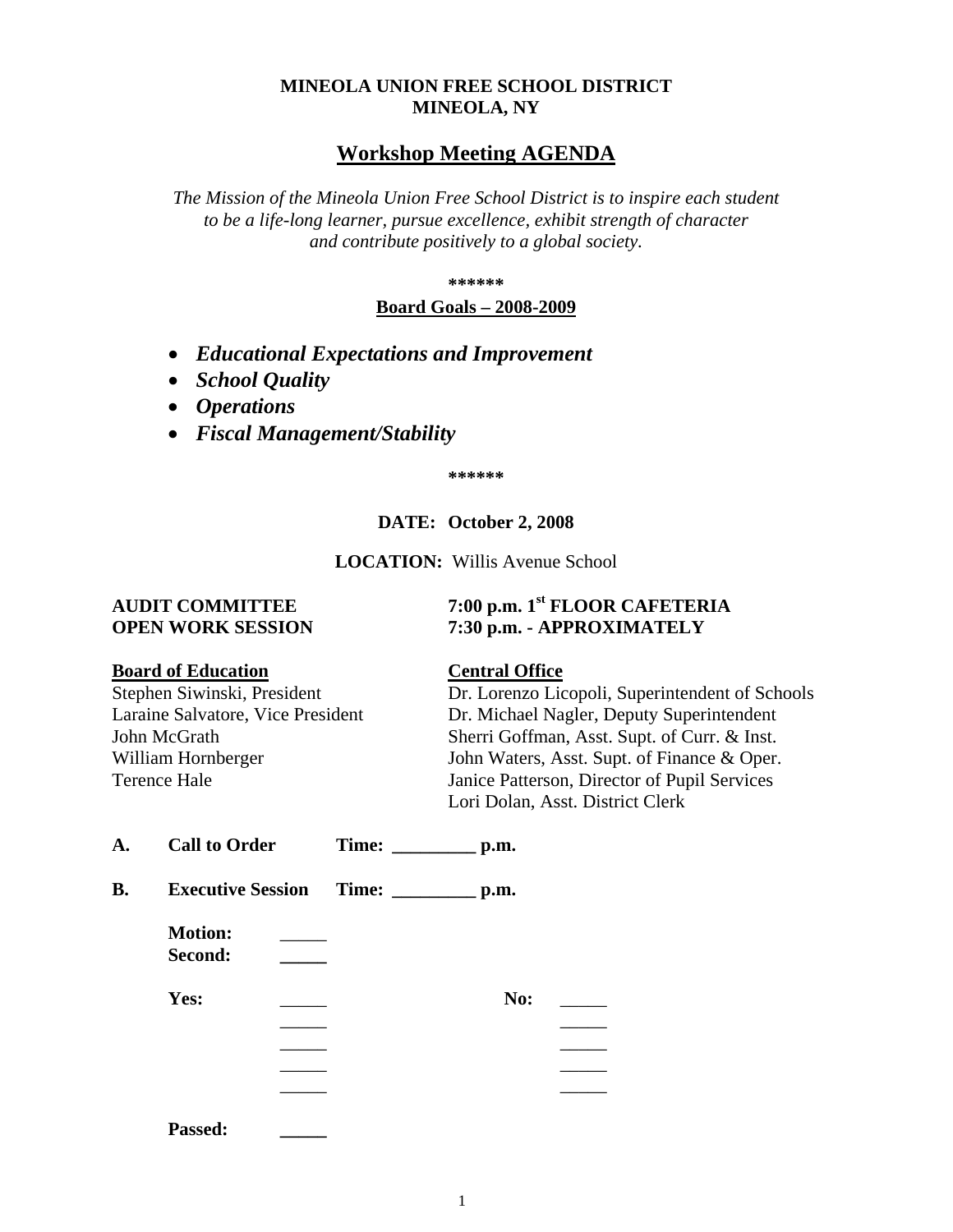**MINEOLA UNION FREE SCHOOL DISTRICT**
**MINEOLA, NY**

# Workshop Meeting AGENDA

*The Mission of the Mineola Union Free School District is to inspire each student to be a life-long learner, pursue excellence, exhibit strength of character and contribute positively to a global society.*

**\*\*\*\*\*\***

**Board Goals – 2008-2009**

- ***Educational Expectations and Improvement***
- ***School Quality***
- ***Operations***
- ***Fiscal Management/Stability***

**\*\*\*\*\*\***

**DATE: October 2, 2008**

**LOCATION:** Willis Avenue School

**AUDIT COMMITTEE** — **7:00 p.m. 1st FLOOR CAFETERIA**
**OPEN WORK SESSION** — **7:30 p.m. - APPROXIMATELY**

**Board of Education**
Stephen Siwinski, President
Laraine Salvatore, Vice President
John McGrath
William Hornberger
Terence Hale

**Central Office**
Dr. Lorenzo Licopoli, Superintendent of Schools
Dr. Michael Nagler, Deputy Superintendent
Sherri Goffman, Asst. Supt. of Curr. & Inst.
John Waters, Asst. Supt. of Finance & Oper.
Janice Patterson, Director of Pupil Services
Lori Dolan, Asst. District Clerk

**A. Call to Order Time: _________ p.m.**

**B. Executive Session Time: _________ p.m.**

**Motion:** _____
**Second:** _____

**Yes:** _____ **No:** _____
_____ _____
_____ _____
_____ _____
_____ _____

**Passed:** _____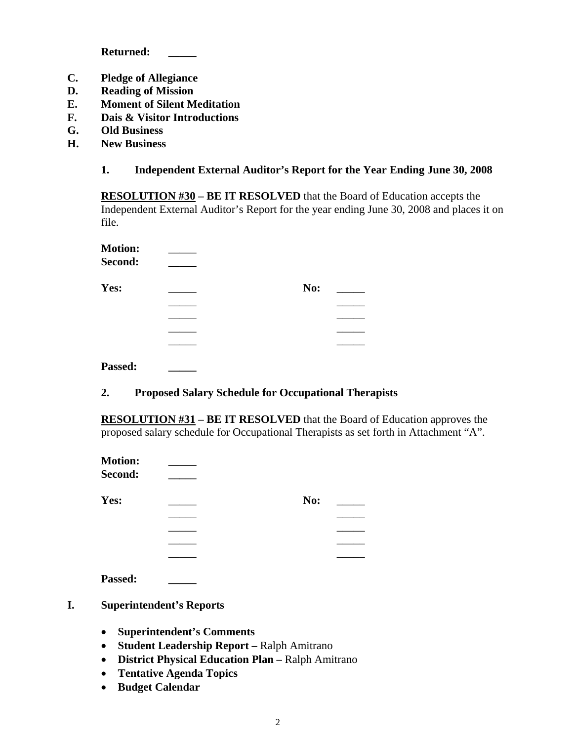**Returned:** _____

**C. Pledge of Allegiance**
**D. Reading of Mission**
**E. Moment of Silent Meditation**
**F. Dais & Visitor Introductions**
**G. Old Business**
**H. New Business**

**1. Independent External Auditor's Report for the Year Ending June 30, 2008**

**RESOLUTION #30 – BE IT RESOLVED** that the Board of Education accepts the Independent External Auditor's Report for the year ending June 30, 2008 and places it on file.

**Motion:** _____
**Second:** _____

| **Yes:** | _____ | **No:** | _____ |
|---|---|---|---|
| | _____ | | _____ |
| | _____ | | _____ |
| | _____ | | _____ |
| | _____ | | _____ |

**Passed:** _____

**2. Proposed Salary Schedule for Occupational Therapists**

**RESOLUTION #31 – BE IT RESOLVED** that the Board of Education approves the proposed salary schedule for Occupational Therapists as set forth in Attachment "A".

**Motion:** _____
**Second:** _____

| **Yes:** | _____ | **No:** | _____ |
|---|---|---|---|
| | _____ | | _____ |
| | _____ | | _____ |
| | _____ | | _____ |
| | _____ | | _____ |

**Passed:** _____

**I. Superintendent's Reports**

- **Superintendent's Comments**
- **Student Leadership Report –** Ralph Amitrano
- **District Physical Education Plan –** Ralph Amitrano
- **Tentative Agenda Topics**
- **Budget Calendar**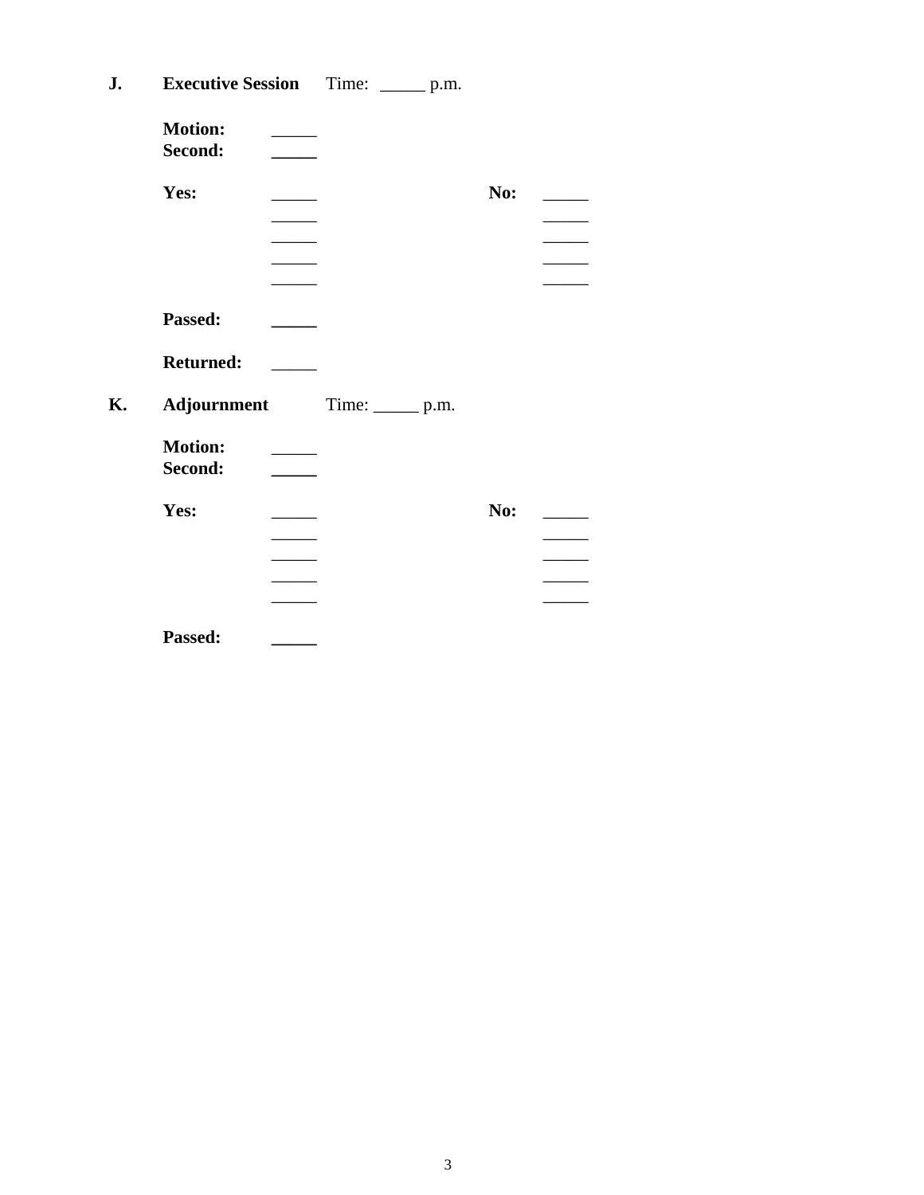**J.** **Executive Session** Time: _____ p.m.

**Motion:** _____
**Second:** _____

| | | | |
|---|---|---|---|
| **Yes:** | _____ | **No:** | _____ |
| | _____ | | _____ |
| | _____ | | _____ |
| | _____ | | _____ |
| | _____ | | _____ |

**Passed:** _____

**Returned:** _____

**K.** **Adjournment** Time: _____ p.m.

**Motion:** _____
**Second:** _____

| | | | |
|---|---|---|---|
| **Yes:** | _____ | **No:** | _____ |
| | _____ | | _____ |
| | _____ | | _____ |
| | _____ | | _____ |
| | _____ | | _____ |

**Passed:** _____